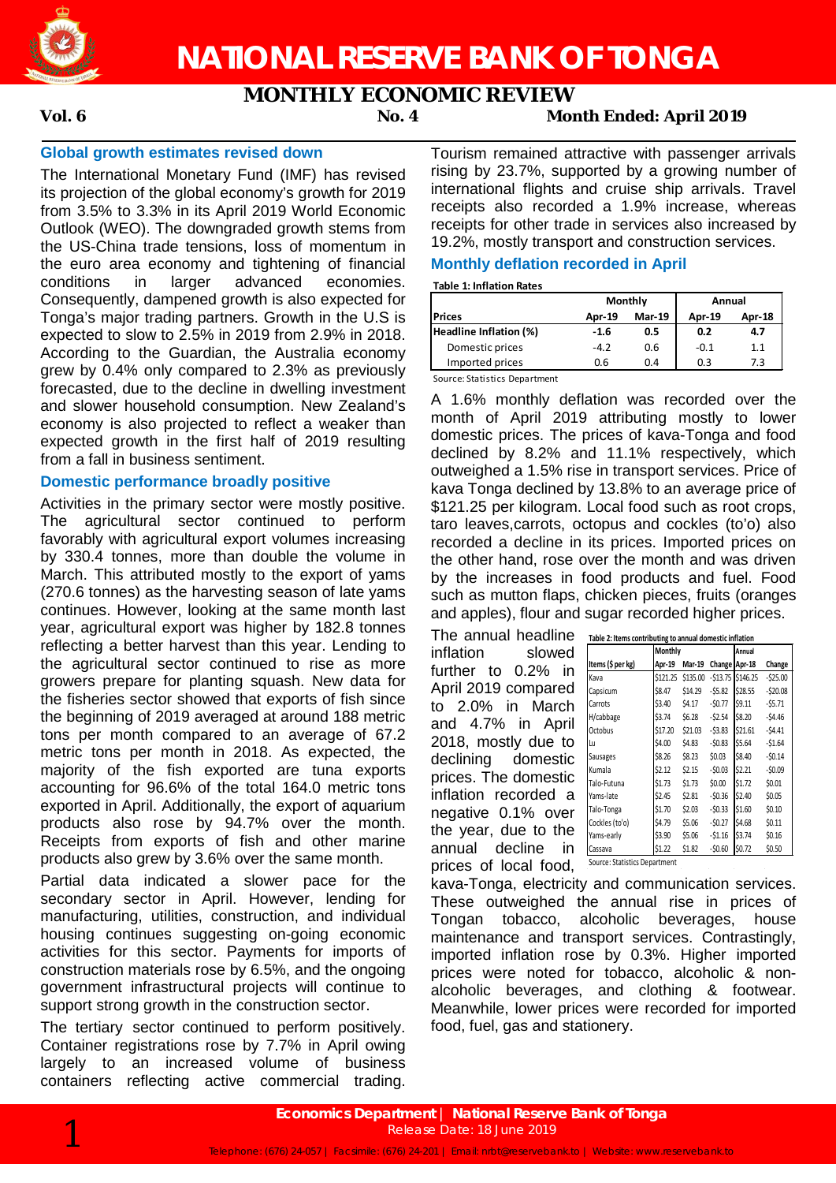# NATIONAL RESERVE BANK OF TONGA

## MONTHLY ECONOMIC REVIEW

**Vol. 6** **No. 4** **Month Ended: April 2019**

### Global growth estimates revised down

The International Monetary Fund (IMF) has revised its projection of the global economy's growth for 2019 from 3.5% to 3.3% in its April 2019 World Economic Outlook (WEO). The downgraded growth stems from the US-China trade tensions, loss of momentum in the euro area economy and tightening of financial conditions in larger advanced economies. Consequently, dampened growth is also expected for Tonga's major trading partners. Growth in the U.S is expected to slow to 2.5% in 2019 from 2.9% in 2018. According to the Guardian, the Australia economy grew by 0.4% only compared to 2.3% as previously forecasted, due to the decline in dwelling investment and slower household consumption. New Zealand's economy is also projected to reflect a weaker than expected growth in the first half of 2019 resulting from a fall in business sentiment.

### Domestic performance broadly positive

Activities in the primary sector were mostly positive. The agricultural sector continued to perform favorably with agricultural export volumes increasing by 330.4 tonnes, more than double the volume in March. This attributed mostly to the export of yams (270.6 tonnes) as the harvesting season of late yams continues. However, looking at the same month last year, agricultural export was higher by 182.8 tonnes reflecting a better harvest than this year. Lending to the agricultural sector continued to rise as more growers prepare for planting squash. New data for the fisheries sector showed that exports of fish since the beginning of 2019 averaged at around 188 metric tons per month compared to an average of 67.2 metric tons per month in 2018. As expected, the majority of the fish exported are tuna exports accounting for 96.6% of the total 164.0 metric tons exported in April. Additionally, the export of aquarium products also rose by 94.7% over the month. Receipts from exports of fish and other marine products also grew by 3.6% over the same month.

Partial data indicated a slower pace for the secondary sector in April. However, lending for manufacturing, utilities, construction, and individual housing continues suggesting on-going economic activities for this sector. Payments for imports of construction materials rose by 6.5%, and the ongoing government infrastructural projects will continue to support strong growth in the construction sector.

The tertiary sector continued to perform positively. Container registrations rose by 7.7% in April owing largely to an increased volume of business containers reflecting active commercial trading. Tourism remained attractive with passenger arrivals rising by 23.7%, supported by a growing number of international flights and cruise ship arrivals. Travel receipts also recorded a 1.9% increase, whereas receipts for other trade in services also increased by 19.2%, mostly transport and construction services.

### Monthly deflation recorded in April

**Table 1: Inflation Rates**

| Prices | Monthly | | Annual | |
|---|---|---|---|---|
| | Apr-19 | Mar-19 | Apr-19 | Apr-18 |
| **Headline Inflation (%)** | **-1.6** | **0.5** | **0.2** | **4.7** |
| Domestic prices | -4.2 | 0.6 | -0.1 | 1.1 |
| Imported prices | 0.6 | 0.4 | 0.3 | 7.3 |

Source: Statistics Department

A 1.6% monthly deflation was recorded over the month of April 2019 attributing mostly to lower domestic prices. The prices of kava-Tonga and food declined by 8.2% and 11.1% respectively, which outweighed a 1.5% rise in transport services. Price of kava Tonga declined by 13.8% to an average price of $121.25 per kilogram. Local food such as root crops, taro leaves,carrots, octopus and cockles (to'o) also recorded a decline in its prices. Imported prices on the other hand, rose over the month and was driven by the increases in food products and fuel. Food such as mutton flaps, chicken pieces, fruits (oranges and apples), flour and sugar recorded higher prices.

**Table 2: Items contributing to annual domestic inflation**

| Items ($ per kg) | Monthly | | | Annual | |
|---|---|---|---|---|---|
| | Apr-19 | Mar-19 | Change | Apr-18 | Change |
| Kava | $121.25 | $135.00 | -$13.75 | $146.25 | -$25.00 |
| Capsicum | $8.47 | $14.29 | -$5.82 | $28.55 | -$20.08 |
| Carrots | $3.40 | $4.17 | -$0.77 | $9.11 | -$5.71 |
| H/cabbage | $3.74 | $6.28 | -$2.54 | $8.20 | -$4.46 |
| Octobus | $17.20 | $21.03 | -$3.83 | $21.61 | -$4.41 |
| Lu | $4.00 | $4.83 | -$0.83 | $5.64 | -$1.64 |
| Sausages | $8.26 | $8.23 | $0.03 | $8.40 | -$0.14 |
| Kumala | $2.12 | $2.15 | -$0.03 | $2.21 | -$0.09 |
| Talo-Futuna | $1.73 | $1.73 | $0.00 | $1.72 | $0.01 |
| Yams-late | $2.45 | $2.81 | -$0.36 | $2.40 | $0.05 |
| Talo-Tonga | $1.70 | $2.03 | -$0.33 | $1.60 | $0.10 |
| Cockles (to'o) | $4.79 | $5.06 | -$0.27 | $4.68 | $0.11 |
| Yams-early | $3.90 | $5.06 | -$1.16 | $3.74 | $0.16 |
| Cassava | $1.22 | $1.82 | -$0.60 | $0.72 | $0.50 |

Source: Statistics Department

The annual headline inflation slowed further to 0.2% in April 2019 compared to 2.0% in March and 4.7% in April 2018, mostly due to declining domestic prices. The domestic inflation recorded a negative 0.1% over the year, due to the annual decline in prices of local food, kava-Tonga, electricity and communication services. These outweighed the annual rise in prices of Tongan tobacco, alcoholic beverages, house maintenance and transport services. Contrastingly, imported inflation rose by 0.3%. Higher imported prices were noted for tobacco, alcoholic & non-alcoholic beverages, and clothing & footwear. Meanwhile, lower prices were recorded for imported food, fuel, gas and stationery.

**Economics Department | National Reserve Bank of Tonga**
Release Date: 18 June 2019
Telephone: (676) 24-057 | Facsimile: (676) 24-201 | Email: nrbt@reservebank.to | Website: www.reservebank.to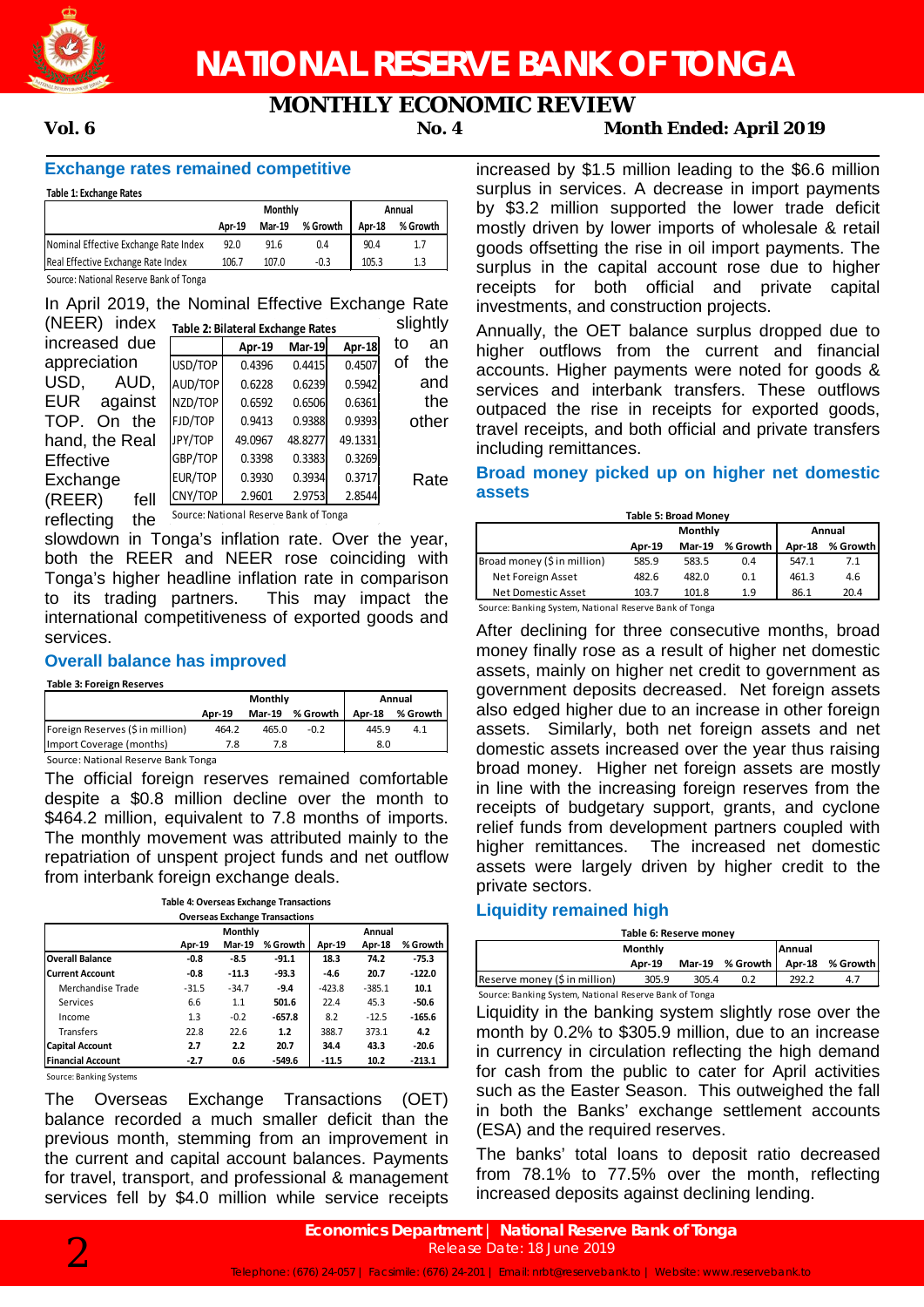# NATIONAL RESERVE BANK OF TONGA

## MONTHLY ECONOMIC REVIEW

**Vol. 6** **No. 4** **Month Ended: April 2019**

### Exchange rates remained competitive

**Table 1: Exchange Rates**

| | Monthly | | | Annual | |
|---|---|---|---|---|---|
| | Apr-19 | Mar-19 | % Growth | Apr-18 | % Growth |
| Nominal Effective Exchange Rate Index | 92.0 | 91.6 | 0.4 | 90.4 | 1.7 |
| Real Effective Exchange Rate Index | 106.7 | 107.0 | -0.3 | 105.3 | 1.3 |

Source: National Reserve Bank of Tonga

In April 2019, the Nominal Effective Exchange Rate (NEER) index slightly increased due to an appreciation of the USD, AUD, and EUR against the TOP. On the other hand, the Real Effective Exchange Rate (REER) fell reflecting the slowdown in Tonga's inflation rate. Over the year, both the REER and NEER rose coinciding with Tonga's higher headline inflation rate in comparison to its trading partners. This may impact the international competitiveness of exported goods and services.

**Table 2: Bilateral Exchange Rates**

| | Apr-19 | Mar-19 | Apr-18 |
|---|---|---|---|
| USD/TOP | 0.4396 | 0.4415 | 0.4507 |
| AUD/TOP | 0.6228 | 0.6239 | 0.5942 |
| NZD/TOP | 0.6592 | 0.6506 | 0.6361 |
| FJD/TOP | 0.9413 | 0.9388 | 0.9393 |
| JPY/TOP | 49.0967 | 48.8277 | 49.1331 |
| GBP/TOP | 0.3398 | 0.3383 | 0.3269 |
| EUR/TOP | 0.3930 | 0.3934 | 0.3717 |
| CNY/TOP | 2.9601 | 2.9753 | 2.8544 |

Source: National Reserve Bank of Tonga

### Overall balance has improved

**Table 3: Foreign Reserves**

| | Monthly | | | Annual | |
|---|---|---|---|---|---|
| | Apr-19 | Mar-19 | % Growth | Apr-18 | % Growth |
| Foreign Reserves ($ in million) | 464.2 | 465.0 | -0.2 | 445.9 | 4.1 |
| Import Coverage (months) | 7.8 | 7.8 | | 8.0 | |

Source: National Reserve Bank Tonga

The official foreign reserves remained comfortable despite a $0.8 million decline over the month to $464.2 million, equivalent to 7.8 months of imports. The monthly movement was attributed mainly to the repatriation of unspent project funds and net outflow from interbank foreign exchange deals.

**Table 4: Overseas Exchange Transactions**

| Overseas Exchange Transactions | Monthly | | | Annual | | |
|---|---|---|---|---|---|---|
| | Apr-19 | Mar-19 | % Growth | Apr-19 | Apr-18 | % Growth |
| **Overall Balance** | **-0.8** | **-8.5** | **-91.1** | **18.3** | **74.2** | **-75.3** |
| **Current Account** | **-0.8** | **-11.3** | **-93.3** | **-4.6** | **20.7** | **-122.0** |
| Merchandise Trade | -31.5 | -34.7 | **-9.4** | -423.8 | -385.1 | **10.1** |
| Services | 6.6 | 1.1 | **501.6** | 22.4 | 45.3 | **-50.6** |
| Income | 1.3 | -0.2 | **-657.8** | 8.2 | -12.5 | **-165.6** |
| Transfers | 22.8 | 22.6 | **1.2** | 388.7 | 373.1 | **4.2** |
| **Capital Account** | **2.7** | **2.2** | **20.7** | **34.4** | **43.3** | **-20.6** |
| **Financial Account** | **-2.7** | **0.6** | **-549.6** | **-11.5** | **10.2** | **-213.1** |

Source: Banking Systems

The Overseas Exchange Transactions (OET) balance recorded a much smaller deficit than the previous month, stemming from an improvement in the current and capital account balances. Payments for travel, transport, and professional & management services fell by $4.0 million while service receipts increased by $1.5 million leading to the $6.6 million surplus in services. A decrease in import payments by $3.2 million supported the lower trade deficit mostly driven by lower imports of wholesale & retail goods offsetting the rise in oil import payments. The surplus in the capital account rose due to higher receipts for both official and private capital investments, and construction projects.

Annually, the OET balance surplus dropped due to higher outflows from the current and financial accounts. Higher payments were noted for goods & services and interbank transfers. These outflows outpaced the rise in receipts for exported goods, travel receipts, and both official and private transfers including remittances.

### Broad money picked up on higher net domestic assets

**Table 5: Broad Money**

| | Monthly | | | Annual | |
|---|---|---|---|---|---|
| | Apr-19 | Mar-19 | % Growth | Apr-18 | % Growth |
| Broad money ($ in million) | 585.9 | 583.5 | 0.4 | 547.1 | 7.1 |
| Net Foreign Asset | 482.6 | 482.0 | 0.1 | 461.3 | 4.6 |
| Net Domestic Asset | 103.7 | 101.8 | 1.9 | 86.1 | 20.4 |

Source: Banking System, National Reserve Bank of Tonga

After declining for three consecutive months, broad money finally rose as a result of higher net domestic assets, mainly on higher net credit to government as government deposits decreased. Net foreign assets also edged higher due to an increase in other foreign assets. Similarly, both net foreign assets and net domestic assets increased over the year thus raising broad money. Higher net foreign assets are mostly in line with the increasing foreign reserves from the receipts of budgetary support, grants, and cyclone relief funds from development partners coupled with higher remittances. The increased net domestic assets were largely driven by higher credit to the private sectors.

### Liquidity remained high

**Table 6: Reserve money**

| | Monthly | | | Annual | |
|---|---|---|---|---|---|
| | Apr-19 | Mar-19 | % Growth | Apr-18 | % Growth |
| Reserve money ($ in million) | 305.9 | 305.4 | 0.2 | 292.2 | 4.7 |

Source: Banking System, National Reserve Bank of Tonga

Liquidity in the banking system slightly rose over the month by 0.2% to $305.9 million, due to an increase in currency in circulation reflecting the high demand for cash from the public to cater for April activities such as the Easter Season. This outweighed the fall in both the Banks' exchange settlement accounts (ESA) and the required reserves.

The banks' total loans to deposit ratio decreased from 78.1% to 77.5% over the month, reflecting increased deposits against declining lending.

**Economics Department** | **National Reserve Bank of Tonga**
Release Date: 18 June 2019

Telephone: (676) 24-057 | Facsimile: (676) 24-201 | Email: nrbt@reservebank.to | Website: www.reservebank.to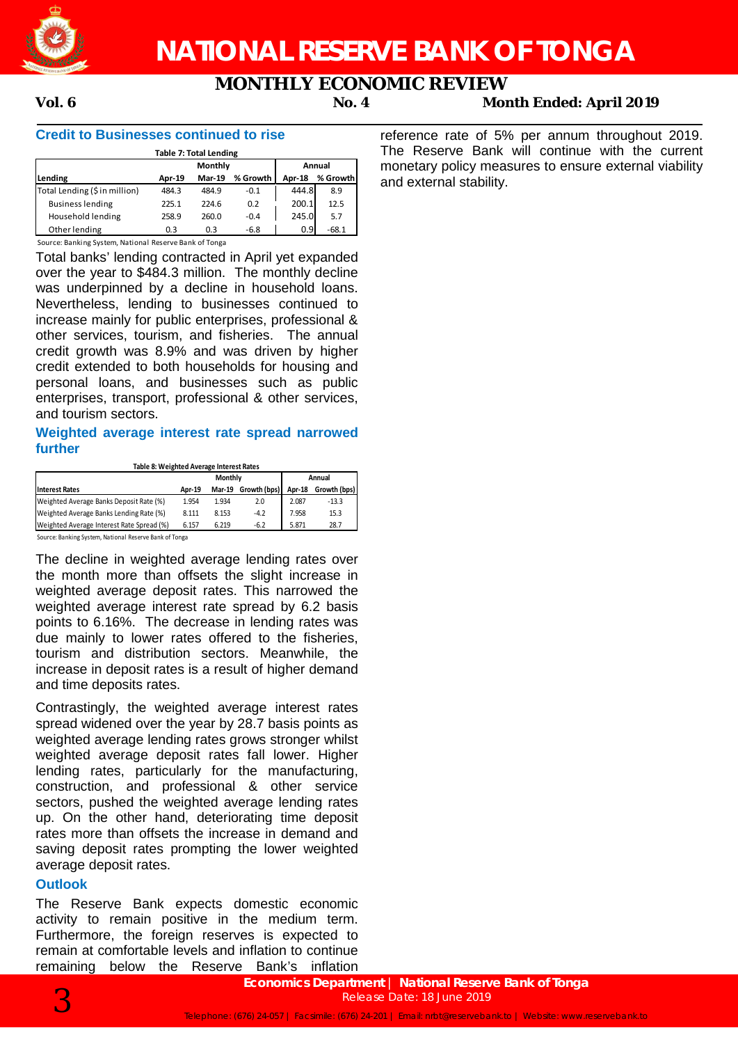## Credit to Businesses continued to rise

**Table 7: Total Lending**

| | Monthly | | | Annual | |
|---|---|---|---|---|---|
| Lending | Apr-19 | Mar-19 | % Growth | Apr-18 | % Growth |
| Total Lending ($ in million) | 484.3 | 484.9 | -0.1 | 444.8 | 8.9 |
| Business lending | 225.1 | 224.6 | 0.2 | 200.1 | 12.5 |
| Household lending | 258.9 | 260.0 | -0.4 | 245.0 | 5.7 |
| Other lending | 0.3 | 0.3 | -6.8 | 0.9 | -68.1 |

Source: Banking System, National Reserve Bank of Tonga

Total banks' lending contracted in April yet expanded over the year to $484.3 million. The monthly decline was underpinned by a decline in household loans. Nevertheless, lending to businesses continued to increase mainly for public enterprises, professional & other services, tourism, and fisheries. The annual credit growth was 8.9% and was driven by higher credit extended to both households for housing and personal loans, and businesses such as public enterprises, transport, professional & other services, and tourism sectors.

## Weighted average interest rate spread narrowed further

**Table 8: Weighted Average Interest Rates**

| | Monthly | | | Annual | |
|---|---|---|---|---|---|
| Interest Rates | Apr-19 | Mar-19 | Growth (bps) | Apr-18 | Growth (bps) |
| Weighted Average Banks Deposit Rate (%) | 1.954 | 1.934 | 2.0 | 2.087 | -13.3 |
| Weighted Average Banks Lending Rate (%) | 8.111 | 8.153 | -4.2 | 7.958 | 15.3 |
| Weighted Average Interest Rate Spread (%) | 6.157 | 6.219 | -6.2 | 5.871 | 28.7 |

Source: Banking System, National Reserve Bank of Tonga

The decline in weighted average lending rates over the month more than offsets the slight increase in weighted average deposit rates. This narrowed the weighted average interest rate spread by 6.2 basis points to 6.16%. The decrease in lending rates was due mainly to lower rates offered to the fisheries, tourism and distribution sectors. Meanwhile, the increase in deposit rates is a result of higher demand and time deposits rates.

Contrastingly, the weighted average interest rates spread widened over the year by 28.7 basis points as weighted average lending rates grows stronger whilst weighted average deposit rates fall lower. Higher lending rates, particularly for the manufacturing, construction, and professional & other service sectors, pushed the weighted average lending rates up. On the other hand, deteriorating time deposit rates more than offsets the increase in demand and saving deposit rates prompting the lower weighted average deposit rates.

## Outlook

The Reserve Bank expects domestic economic activity to remain positive in the medium term. Furthermore, the foreign reserves is expected to remain at comfortable levels and inflation to continue remaining below the Reserve Bank's inflation reference rate of 5% per annum throughout 2019. The Reserve Bank will continue with the current monetary policy measures to ensure external viability and external stability.

**Economics Department | National Reserve Bank of Tonga**
Release Date: 18 June 2019

Telephone: (676) 24-057 | Facsimile: (676) 24-201 | Email: nrbt@reservebank.to | Website: www.reservebank.to